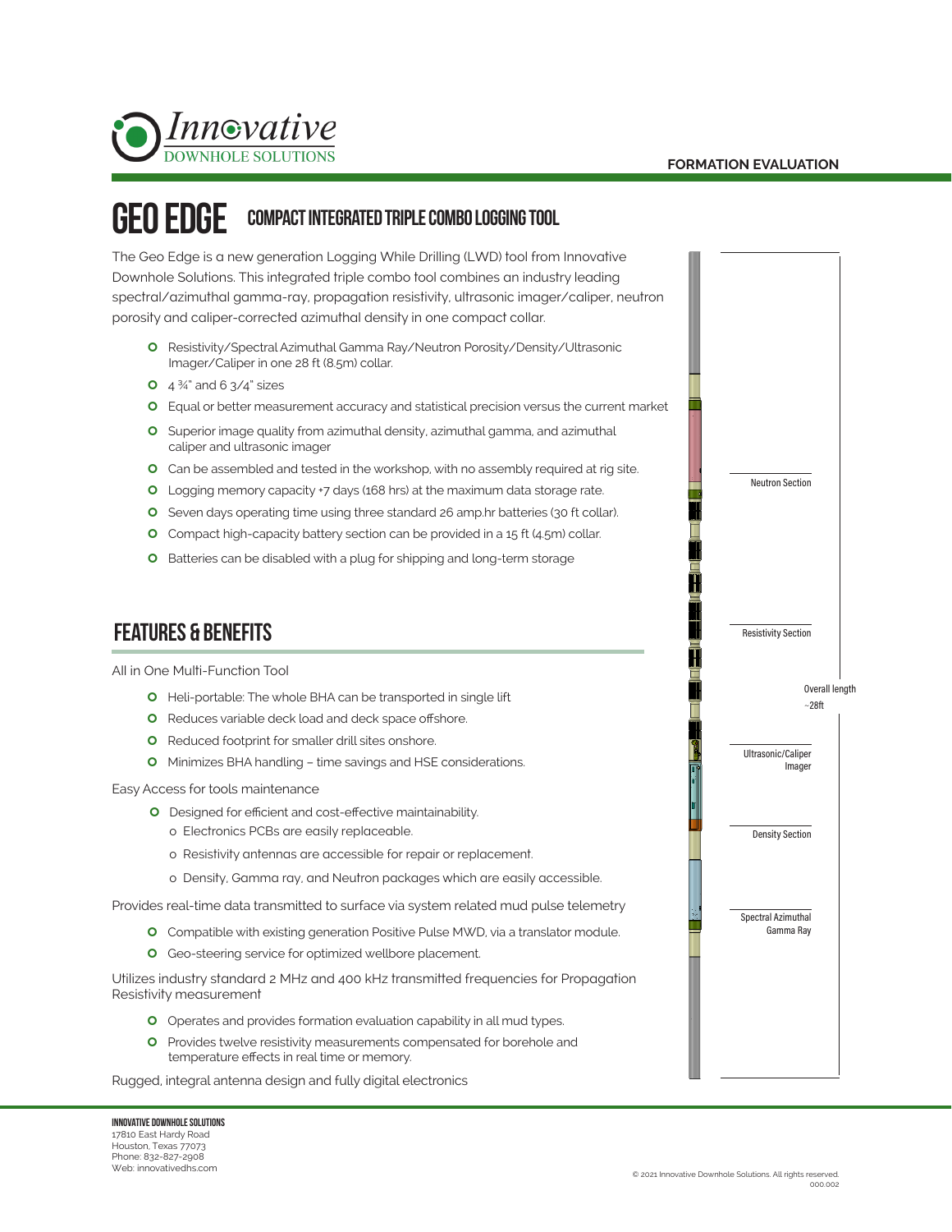**FORMATION EVALUATION**

# GEO EDGE COMPACT INTEGRATED TRIPLE COMBO LOGGING TOOL

The Geo Edge is a new generation Logging While Drilling (LWD) tool from Innovative Downhole Solutions. This integrated triple combo tool combines an industry leading spectral/azimuthal gamma-ray, propagation resistivity, ultrasonic imager/caliper, neutron porosity and caliper-corrected azimuthal density in one compact collar.

- Resistivity/Spectral Azimuthal Gamma Ray/Neutron Porosity/Density/Ultrasonic Imager/Caliper in one 28 ft (8.5m) collar.
- 4 ¾" and 6 3/4" sizes
- Equal or better measurement accuracy and statistical precision versus the current market
- Superior image quality from azimuthal density, azimuthal gamma, and azimuthal caliper and ultrasonic imager
- Can be assembled and tested in the workshop, with no assembly required at rig site.
- Logging memory capacity +7 days (168 hrs) at the maximum data storage rate.
- Seven days operating time using three standard 26 amp.hr batteries (30 ft collar).
- Compact high-capacity battery section can be provided in a 15 ft (4.5m) collar.
- Batteries can be disabled with a plug for shipping and long-term storage

Neutron Section

Resistivity Section

Overall length ~28ft

Ultrasonic/Caliper Imager

Density Section

Spectral Azimuthal Gamma Ray

## FEATURES & BENEFITS

All in One Multi-Function Tool

- Heli-portable: The whole BHA can be transported in single lift
- Reduces variable deck load and deck space offshore.
- Reduced footprint for smaller drill sites onshore.
- Minimizes BHA handling – time savings and HSE considerations.

Easy Access for tools maintenance

- Designed for efficient and cost-effective maintainability.
  - Electronics PCBs are easily replaceable.
  - Resistivity antennas are accessible for repair or replacement.
  - Density, Gamma ray, and Neutron packages which are easily accessible.

Provides real-time data transmitted to surface via system related mud pulse telemetry

- Compatible with existing generation Positive Pulse MWD, via a translator module.
- Geo-steering service for optimized wellbore placement.

Utilizes industry standard 2 MHz and 400 kHz transmitted frequencies for Propagation Resistivity measurement

- Operates and provides formation evaluation capability in all mud types.
- Provides twelve resistivity measurements compensated for borehole and temperature effects in real time or memory.

Rugged, integral antenna design and fully digital electronics

**INNOVATIVE DOWNHOLE SOLUTIONS**
17810 East Hardy Road
Houston, Texas 77073
Phone: 832-827-2908
Web: innovativedhs.com

© 2021 Innovative Downhole Solutions. All rights reserved.
000.002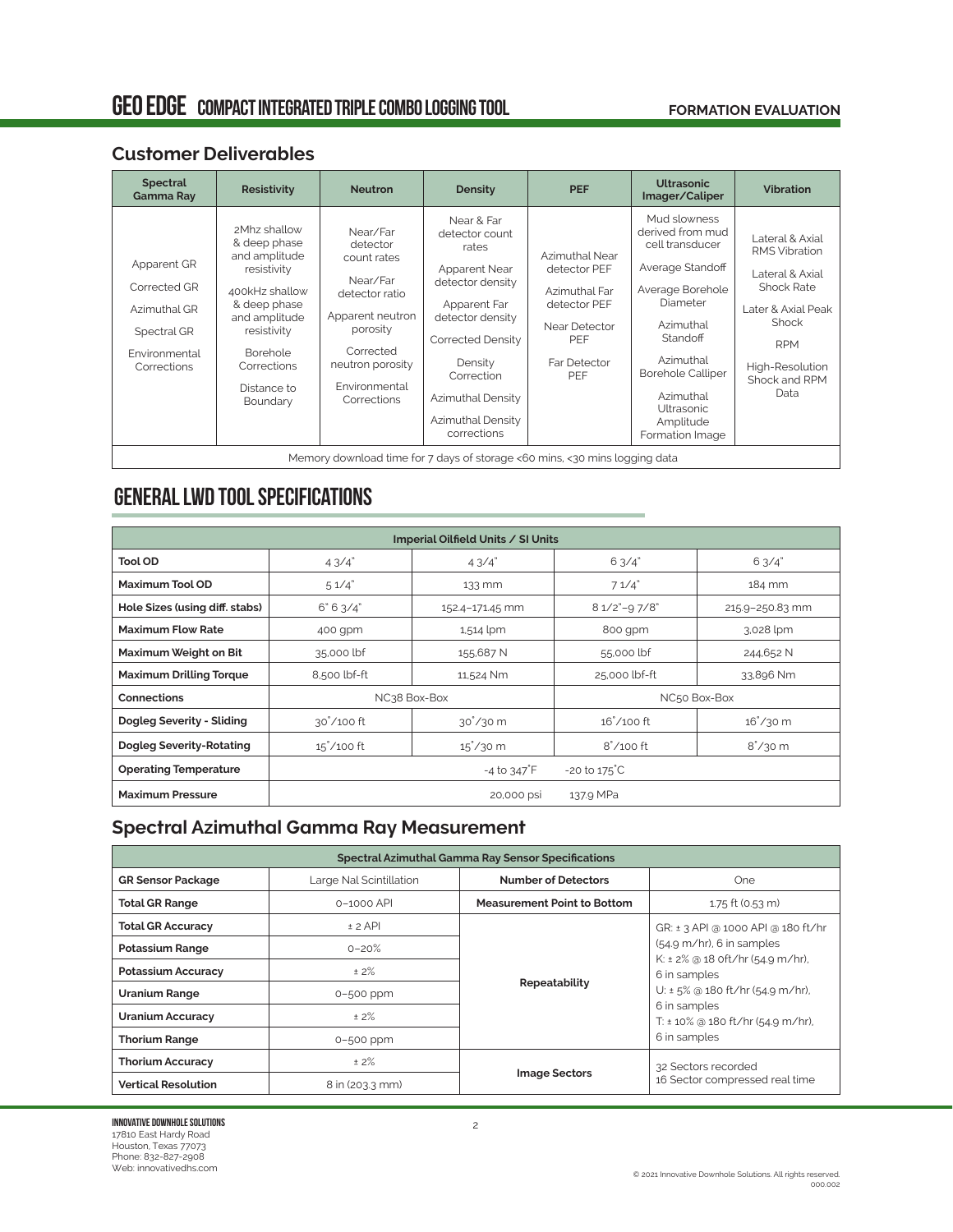# GEO EDGE COMPACT INTEGRATED TRIPLE COMBO LOGGING TOOL

FORMATION EVALUATION

## Customer Deliverables

| Spectral Gamma Ray | Resistivity | Neutron | Density | PEF | Ultrasonic Imager/Caliper | Vibration |
|---|---|---|---|---|---|---|
| Apparent GR<br>Corrected GR<br>Azimuthal GR<br>Spectral GR<br>Environmental Corrections | 2Mhz shallow & deep phase and amplitude resistivity<br>400kHz shallow & deep phase and amplitude resistivity<br>Borehole Corrections<br>Distance to Boundary | Near/Far detector count rates<br>Near/Far detector ratio<br>Apparent neutron porosity<br>Corrected neutron porosity<br>Environmental Corrections | Near & Far detector count rates<br>Apparent Near detector density<br>Apparent Far detector density<br>Corrected Density<br>Density Correction<br>Azimuthal Density<br>Azimuthal Density corrections | Azimuthal Near detector PEF<br>Azimuthal Far detector PEF<br>Near Detector PEF<br>Far Detector PEF | Mud slowness derived from mud cell transducer<br>Average Standoff<br>Average Borehole Diameter<br>Azimuthal Standoff<br>Azimuthal Borehole Calliper<br>Azimuthal Ultrasonic Amplitude Formation Image | Lateral & Axial RMS Vibration<br>Lateral & Axial Shock Rate<br>Later & Axial Peak Shock<br>RPM<br>High-Resolution Shock and RPM Data |
| Memory download time for 7 days of storage <60 mins, <30 mins logging data | | | | | | |

# GENERAL LWD TOOL SPECIFICATIONS

| Imperial Oilfield Units / SI Units | | | | |
|---|---|---|---|---|
| **Tool OD** | 4 3/4" | 4 3/4" | 6 3/4" | 6 3/4" |
| **Maximum Tool OD** | 5 1/4" | 133 mm | 7 1/4" | 184 mm |
| **Hole Sizes (using diff. stabs)** | 6" 6 3/4" | 152.4–171.45 mm | 8 1/2"–9 7/8" | 215.9–250.83 mm |
| **Maximum Flow Rate** | 400 gpm | 1,514 lpm | 800 gpm | 3,028 lpm |
| **Maximum Weight on Bit** | 35,000 lbf | 155,687 N | 55,000 lbf | 244,652 N |
| **Maximum Drilling Torque** | 8,500 lbf-ft | 11,524 Nm | 25,000 lbf-ft | 33,896 Nm |
| **Connections** | NC38 Box-Box | | NC50 Box-Box | |
| **Dogleg Severity - Sliding** | 30°/100 ft | 30°/30 m | 16°/100 ft | 16°/30 m |
| **Dogleg Severity-Rotating** | 15°/100 ft | 15°/30 m | 8°/100 ft | 8°/30 m |
| **Operating Temperature** | -4 to 347°F -20 to 175°C | | | |
| **Maximum Pressure** | 20,000 psi 137.9 MPa | | | |

## Spectral Azimuthal Gamma Ray Measurement

| Spectral Azimuthal Gamma Ray Sensor Specifications | | | |
|---|---|---|---|
| **GR Sensor Package** | Large NaI Scintillation | **Number of Detectors** | One |
| **Total GR Range** | 0–1000 API | **Measurement Point to Bottom** | 1.75 ft (0.53 m) |
| **Total GR Accuracy** | ± 2 API | **Repeatability** | GR: ± 3 API @ 1000 API @ 180 ft/hr (54.9 m/hr), 6 in samples<br>K: ± 2% @ 18 0ft/hr (54.9 m/hr), 6 in samples<br>U: ± 5% @ 180 ft/hr (54.9 m/hr), 6 in samples<br>T: ± 10% @ 180 ft/hr (54.9 m/hr), 6 in samples |
| **Potassium Range** | 0–20% | | |
| **Potassium Accuracy** | ± 2% | | |
| **Uranium Range** | 0–500 ppm | | |
| **Uranium Accuracy** | ± 2% | | |
| **Thorium Range** | 0–500 ppm | | |
| **Thorium Accuracy** | ± 2% | **Image Sectors** | 32 Sectors recorded<br>16 Sector compressed real time |
| **Vertical Resolution** | 8 in (203.3 mm) | | |

INNOVATIVE DOWNHOLE SOLUTIONS
17810 East Hardy Road
Houston, Texas 77073
Phone: 832-827-2908
Web: innovativedhs.com

© 2021 Innovative Downhole Solutions. All rights reserved.
000.002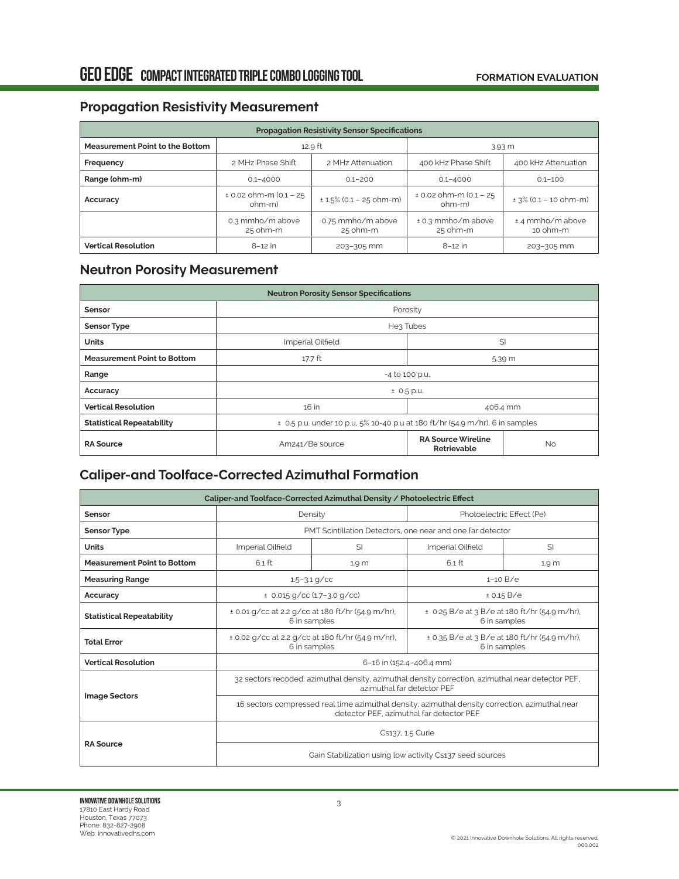## Propagation Resistivity Measurement

| Propagation Resistivity Sensor Specifications | | | | |
|---|---|---|---|---|
| **Measurement Point to the Bottom** | 12.9 ft | | 3.93 m | |
| **Frequency** | 2 MHz Phase Shift | 2 MHz Attenuation | 400 kHz Phase Shift | 400 kHz Attenuation |
| **Range (ohm-m)** | 0.1–4000 | 0.1–200 | 0.1–4000 | 0.1–100 |
| **Accuracy** | ± 0.02 ohm-m (0.1 – 25 ohm-m) | ± 1.5% (0.1 – 25 ohm-m) | ± 0.02 ohm-m (0.1 – 25 ohm-m) | ± 3% (0.1 – 10 ohm-m) |
| | 0.3 mmho/m above 25 ohm-m | 0.75 mmho/m above 25 ohm-m | ± 0.3 mmho/m above 25 ohm-m | ± 4 mmho/m above 10 ohm-m |
| **Vertical Resolution** | 8–12 in | 203–305 mm | 8–12 in | 203–305 mm |

## Neutron Porosity Measurement

| Neutron Porosity Sensor Specifications | | | |
|---|---|---|---|
| **Sensor** | Porosity | | |
| **Sensor Type** | He3 Tubes | | |
| **Units** | Imperial Oilfield | SI | |
| **Measurement Point to Bottom** | 17.7 ft | 5.39 m | |
| **Range** | -4 to 100 p.u. | | |
| **Accuracy** | ± 0.5 p.u. | | |
| **Vertical Resolution** | 16 in | 406.4 mm | |
| **Statistical Repeatability** | ± 0.5 p.u. under 10 p.u, 5% 10-40 p.u at 180 ft/hr (54.9 m/hr), 6 in samples | | |
| **RA Source** | Am241/Be source | **RA Source Wireline Retrievable** | No |

## Caliper-and Toolface-Corrected Azimuthal Formation

| Caliper-and Toolface-Corrected Azimuthal Density / Photoelectric Effect | | | | |
|---|---|---|---|---|
| **Sensor** | Density | | Photoelectric Effect (Pe) | |
| **Sensor Type** | PMT Scintillation Detectors, one near and one far detector | | | |
| **Units** | Imperial Oilfield | SI | Imperial Oilfield | SI |
| **Measurement Point to Bottom** | 6.1 ft | 1.9 m | 6.1 ft | 1.9 m |
| **Measuring Range** | 1.5–3.1 g/cc | | 1–10 B/e | |
| **Accuracy** | ± 0.015 g/cc (1.7–3.0 g/cc) | | ± 0.15 B/e | |
| **Statistical Repeatability** | ± 0.01 g/cc at 2.2 g/cc at 180 ft/hr (54.9 m/hr), 6 in samples | | ± 0.25 B/e at 3 B/e at 180 ft/hr (54.9 m/hr), 6 in samples | |
| **Total Error** | ± 0.02 g/cc at 2.2 g/cc at 180 ft/hr (54.9 m/hr), 6 in samples | | ± 0.35 B/e at 3 B/e at 180 ft/hr (54.9 m/hr), 6 in samples | |
| **Vertical Resolution** | 6–16 in (152.4–406.4 mm) | | | |
| **Image Sectors** | 32 sectors recoded: azimuthal density, azimuthal density correction, azimuthal near detector PEF, azimuthal far detector PEF | | | |
| | 16 sectors compressed real time azimuthal density, azimuthal density correction, azimuthal near detector PEF, azimuthal far detector PEF | | | |
| **RA Source** | Cs137, 1.5 Curie | | | |
| | Gain Stabilization using low activity Cs137 seed sources | | | |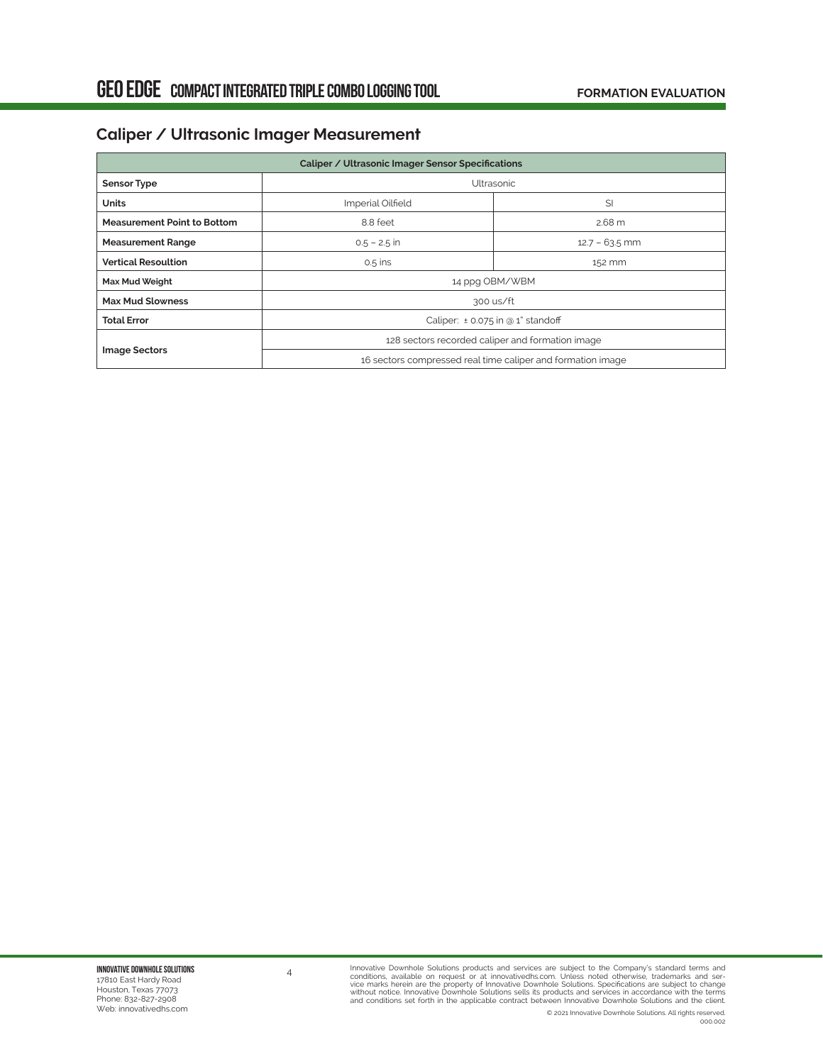## Caliper / Ultrasonic Imager Measurement

| Caliper / Ultrasonic Imager Sensor Specifications | | |
|---|---|---|
| **Sensor Type** | Ultrasonic | |
| **Units** | Imperial Oilfield | SI |
| **Measurement Point to Bottom** | 8.8 feet | 2.68 m |
| **Measurement Range** | 0.5 – 2.5 in | 12.7 – 63.5 mm |
| **Vertical Resoultion** | 0.5 ins | 152 mm |
| **Max Mud Weight** | 14 ppg OBM/WBM | |
| **Max Mud Slowness** | 300 us/ft | |
| **Total Error** | Caliper: ± 0.075 in @ 1" standoff | |
| **Image Sectors** | 128 sectors recorded caliper and formation image | |
| | 16 sectors compressed real time caliper and formation image | |

**INNOVATIVE DOWNHOLE SOLUTIONS**
17810 East Hardy Road
Houston, Texas 77073
Phone: 832-827-2908
Web: innovativedhs.com

Innovative Downhole Solutions products and services are subject to the Company's standard terms and conditions, available on request or at innovativedhs.com. Unless noted otherwise, trademarks and service marks herein are the property of Innovative Downhole Solutions. Specifications are subject to change without notice. Innovative Downhole Solutions sells its products and services in accordance with the terms and conditions set forth in the applicable contract between Innovative Downhole Solutions and the client.

© 2021 Innovative Downhole Solutions. All rights reserved.
000.002